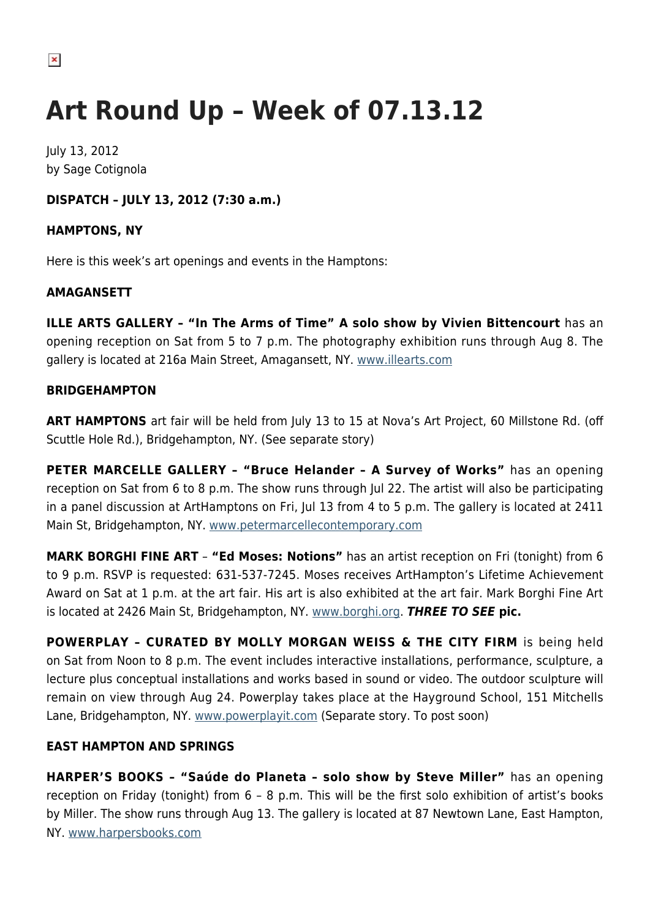# Art Round Up – Week of 07.13.12

July 13, 2012
by Sage Cotignola

**DISPATCH – JULY 13, 2012 (7:30 a.m.)**

**HAMPTONS, NY**

Here is this week's art openings and events in the Hamptons:

**AMAGANSETT**

**ILLE ARTS GALLERY – "In The Arms of Time" A solo show by Vivien Bittencourt** has an opening reception on Sat from 5 to 7 p.m. The photography exhibition runs through Aug 8. The gallery is located at 216a Main Street, Amagansett, NY. www.illearts.com

**BRIDGEHAMPTON**

**ART HAMPTONS** art fair will be held from July 13 to 15 at Nova's Art Project, 60 Millstone Rd. (off Scuttle Hole Rd.), Bridgehampton, NY. (See separate story)

**PETER MARCELLE GALLERY – "Bruce Helander – A Survey of Works"** has an opening reception on Sat from 6 to 8 p.m. The show runs through Jul 22. The artist will also be participating in a panel discussion at ArtHamptons on Fri, Jul 13 from 4 to 5 p.m. The gallery is located at 2411 Main St, Bridgehampton, NY. www.petermarcellecontemporary.com

**MARK BORGHI FINE ART** – **"Ed Moses: Notions"** has an artist reception on Fri (tonight) from 6 to 9 p.m. RSVP is requested: 631-537-7245. Moses receives ArtHampton's Lifetime Achievement Award on Sat at 1 p.m. at the art fair. His art is also exhibited at the art fair. Mark Borghi Fine Art is located at 2426 Main St, Bridgehampton, NY. www.borghi.org. ***THREE TO SEE*** **pic.**

**POWERPLAY – CURATED BY MOLLY MORGAN WEISS & THE CITY FIRM** is being held on Sat from Noon to 8 p.m. The event includes interactive installations, performance, sculpture, a lecture plus conceptual installations and works based in sound or video. The outdoor sculpture will remain on view through Aug 24. Powerplay takes place at the Hayground School, 151 Mitchells Lane, Bridgehampton, NY. www.powerplayit.com (Separate story. To post soon)

**EAST HAMPTON AND SPRINGS**

**HARPER'S BOOKS – "Saúde do Planeta – solo show by Steve Miller"** has an opening reception on Friday (tonight) from 6 – 8 p.m. This will be the first solo exhibition of artist's books by Miller. The show runs through Aug 13. The gallery is located at 87 Newtown Lane, East Hampton, NY. www.harpersbooks.com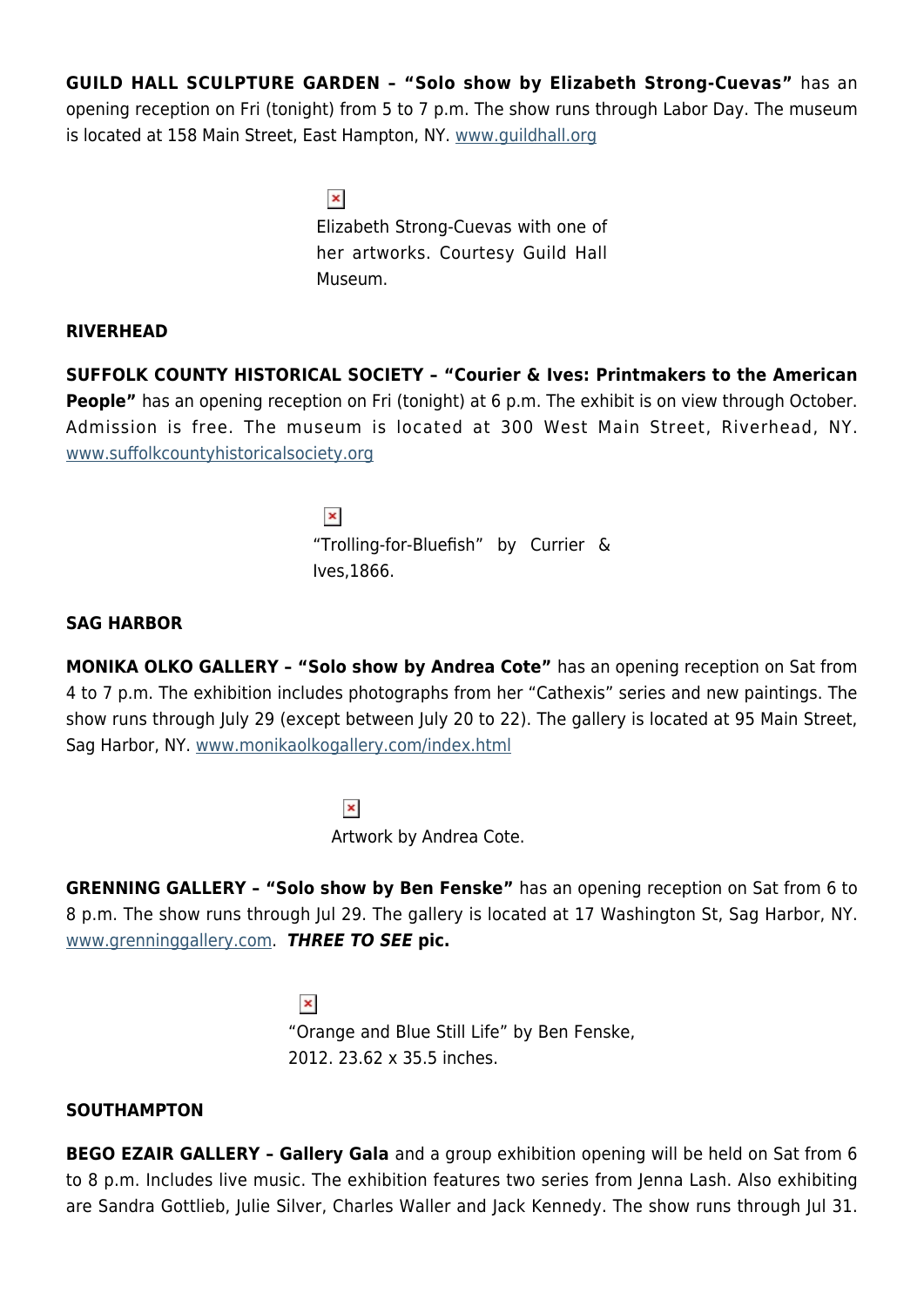**GUILD HALL SCULPTURE GARDEN – "Solo show by Elizabeth Strong-Cuevas"** has an opening reception on Fri (tonight) from 5 to 7 p.m. The show runs through Labor Day. The museum is located at 158 Main Street, East Hampton, NY. www.guildhall.org

Elizabeth Strong-Cuevas with one of her artworks. Courtesy Guild Hall Museum.

**RIVERHEAD**

**SUFFOLK COUNTY HISTORICAL SOCIETY – "Courier & Ives: Printmakers to the American People"** has an opening reception on Fri (tonight) at 6 p.m. The exhibit is on view through October. Admission is free. The museum is located at 300 West Main Street, Riverhead, NY. www.suffolkcountyhistoricalsociety.org

"Trolling-for-Bluefish" by Currier & Ives,1866.

**SAG HARBOR**

**MONIKA OLKO GALLERY – "Solo show by Andrea Cote"** has an opening reception on Sat from 4 to 7 p.m. The exhibition includes photographs from her "Cathexis" series and new paintings. The show runs through July 29 (except between July 20 to 22). The gallery is located at 95 Main Street, Sag Harbor, NY. www.monikaolkogallery.com/index.html

Artwork by Andrea Cote.

**GRENNING GALLERY – "Solo show by Ben Fenske"** has an opening reception on Sat from 6 to 8 p.m. The show runs through Jul 29. The gallery is located at 17 Washington St, Sag Harbor, NY. www.grenninggallery.com. ***THREE TO SEE*** **pic.**

"Orange and Blue Still Life" by Ben Fenske, 2012. 23.62 x 35.5 inches.

**SOUTHAMPTON**

**BEGO EZAIR GALLERY – Gallery Gala** and a group exhibition opening will be held on Sat from 6 to 8 p.m. Includes live music. The exhibition features two series from Jenna Lash. Also exhibiting are Sandra Gottlieb, Julie Silver, Charles Waller and Jack Kennedy. The show runs through Jul 31.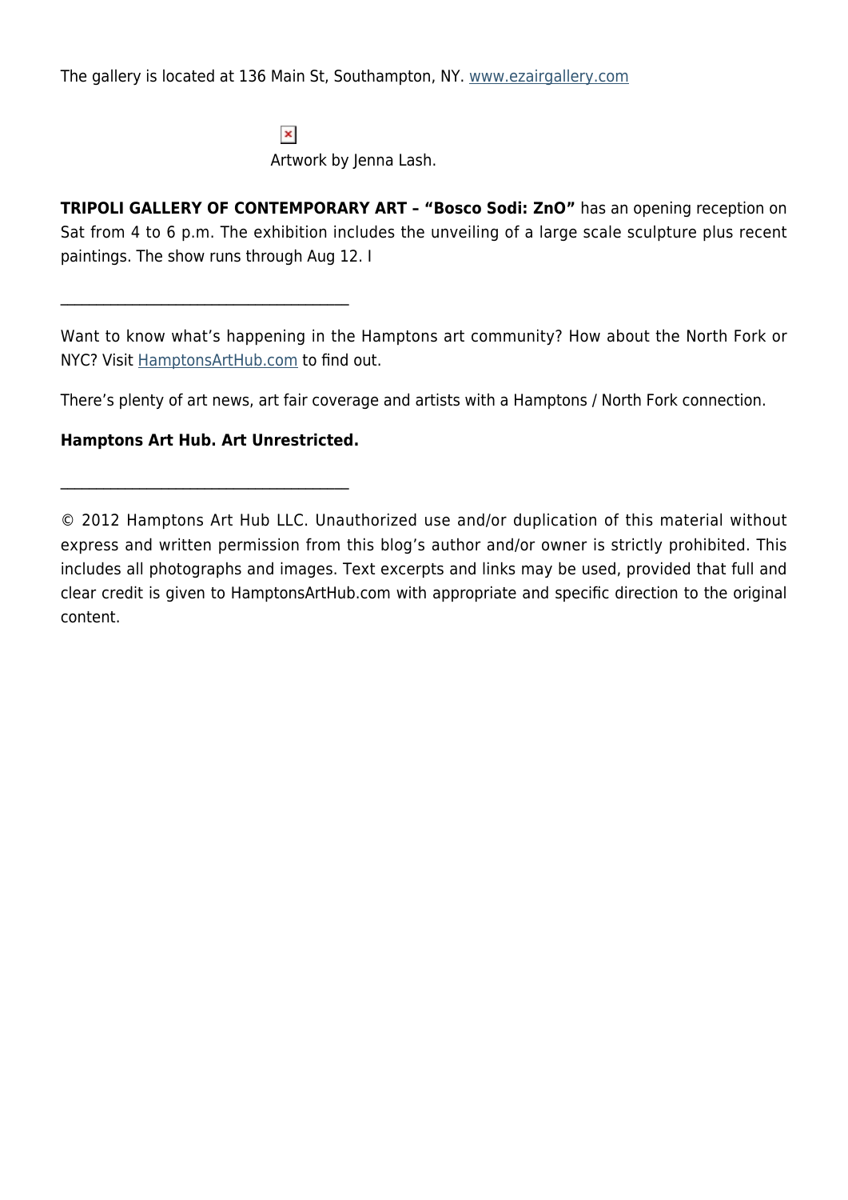The gallery is located at 136 Main St, Southampton, NY. [www.ezairgallery.com](www.ezairgallery.com)

Artwork by Jenna Lash.

**TRIPOLI GALLERY OF CONTEMPORARY ART – "Bosco Sodi: ZnO"** has an opening reception on Sat from 4 to 6 p.m. The exhibition includes the unveiling of a large scale sculpture plus recent paintings. The show runs through Aug 12. I

———————————————————

Want to know what's happening in the Hamptons art community? How about the North Fork or NYC? Visit [HamptonsArtHub.com](HamptonsArtHub.com) to find out.

There's plenty of art news, art fair coverage and artists with a Hamptons / North Fork connection.

**Hamptons Art Hub. Art Unrestricted.**

———————————————————

© 2012 Hamptons Art Hub LLC. Unauthorized use and/or duplication of this material without express and written permission from this blog's author and/or owner is strictly prohibited. This includes all photographs and images. Text excerpts and links may be used, provided that full and clear credit is given to HamptonsArtHub.com with appropriate and specific direction to the original content.